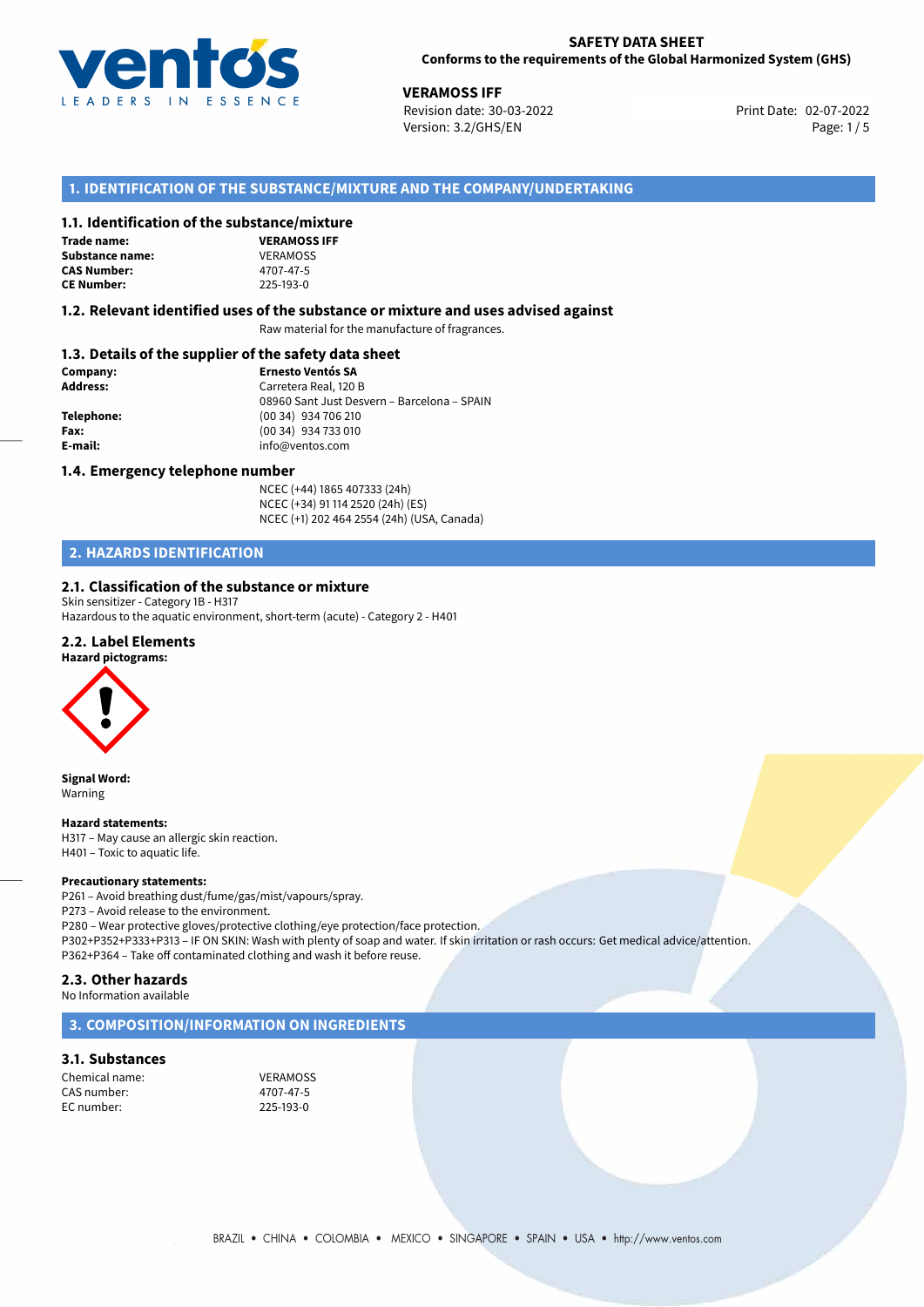**SAFETY DATA SHEET**
**Conforms to the requirements of the Global Harmonized System (GHS)**

**VERAMOSS IFF**
Revision date: 30-03-2022
Version: 3.2/GHS/EN
Print Date: 02-07-2022

## 1. IDENTIFICATION OF THE SUBSTANCE/MIXTURE AND THE COMPANY/UNDERTAKING

### 1.1. Identification of the substance/mixture

**Trade name:** **VERAMOSS IFF**
**Substance name:** VERAMOSS
**CAS Number:** 4707-47-5
**CE Number:** 225-193-0

### 1.2. Relevant identified uses of the substance or mixture and uses advised against

Raw material for the manufacture of fragrances.

### 1.3. Details of the supplier of the safety data sheet

**Company:** **Ernesto Ventós SA**
**Address:** Carretera Real, 120 B
08960 Sant Just Desvern – Barcelona – SPAIN
**Telephone:** (00 34) 934 706 210
**Fax:** (00 34) 934 733 010
**E-mail:** info@ventos.com

### 1.4. Emergency telephone number

NCEC (+44) 1865 407333 (24h)
NCEC (+34) 91 114 2520 (24h) (ES)
NCEC (+1) 202 464 2554 (24h) (USA, Canada)

## 2. HAZARDS IDENTIFICATION

### 2.1. Classification of the substance or mixture

Skin sensitizer - Category 1B - H317
Hazardous to the aquatic environment, short-term (acute) - Category 2 - H401

### 2.2. Label Elements

**Hazard pictograms:**

**Signal Word:**
Warning

**Hazard statements:**
H317 – May cause an allergic skin reaction.
H401 – Toxic to aquatic life.

**Precautionary statements:**
P261 – Avoid breathing dust/fume/gas/mist/vapours/spray.
P273 – Avoid release to the environment.
P280 – Wear protective gloves/protective clothing/eye protection/face protection.
P302+P352+P333+P313 – IF ON SKIN: Wash with plenty of soap and water. If skin irritation or rash occurs: Get medical advice/attention.
P362+P364 – Take off contaminated clothing and wash it before reuse.

### 2.3. Other hazards

No Information available

## 3. COMPOSITION/INFORMATION ON INGREDIENTS

### 3.1. Substances

Chemical name: VERAMOSS
CAS number: 4707-47-5
EC number: 225-193-0

BRAZIL • CHINA • COLOMBIA • MEXICO • SINGAPORE • SPAIN • USA • http://www.ventos.com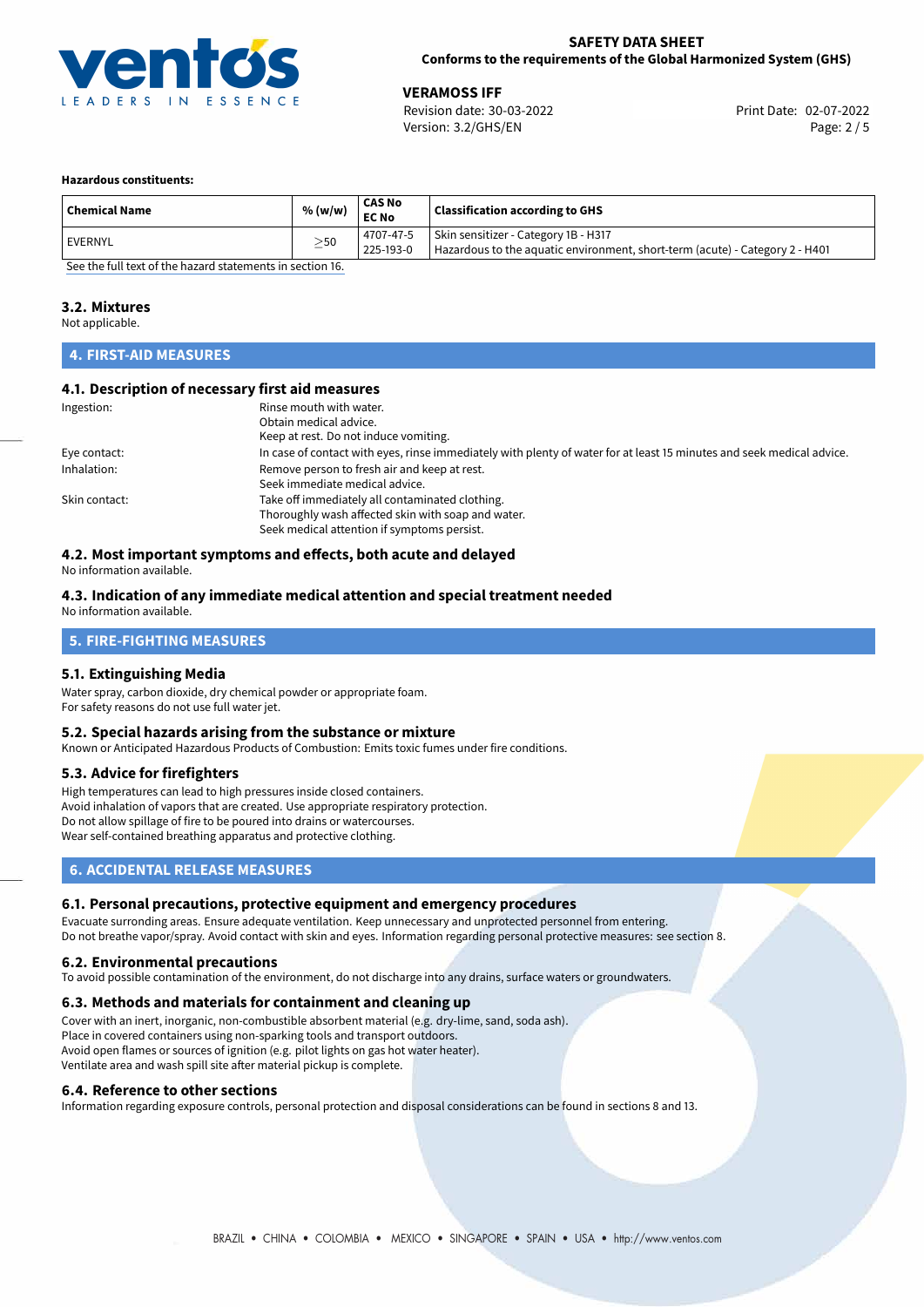**Hazardous constituents:**

| Chemical Name | % (w/w) | CAS No<br>EC No | Classification according to GHS |
|---|---|---|---|
| EVERNYL | ≥50 | 4707-47-5<br>225-193-0 | Skin sensitizer - Category 1B - H317<br>Hazardous to the aquatic environment, short-term (acute) - Category 2 - H401 |

See the full text of the hazard statements in section 16.

### 3.2. Mixtures

Not applicable.

## 4. FIRST-AID MEASURES

### 4.1. Description of necessary first aid measures

| | |
|---|---|
| Ingestion: | Rinse mouth with water.<br>Obtain medical advice.<br>Keep at rest. Do not induce vomiting. |
| Eye contact: | In case of contact with eyes, rinse immediately with plenty of water for at least 15 minutes and seek medical advice. |
| Inhalation: | Remove person to fresh air and keep at rest.<br>Seek immediate medical advice. |
| Skin contact: | Take off immediately all contaminated clothing.<br>Thoroughly wash affected skin with soap and water.<br>Seek medical attention if symptoms persist. |

### 4.2. Most important symptoms and effects, both acute and delayed

No information available.

### 4.3. Indication of any immediate medical attention and special treatment needed

No information available.

## 5. FIRE-FIGHTING MEASURES

### 5.1. Extinguishing Media

Water spray, carbon dioxide, dry chemical powder or appropriate foam.
For safety reasons do not use full water jet.

### 5.2. Special hazards arising from the substance or mixture

Known or Anticipated Hazardous Products of Combustion: Emits toxic fumes under fire conditions.

### 5.3. Advice for firefighters

High temperatures can lead to high pressures inside closed containers.
Avoid inhalation of vapors that are created. Use appropriate respiratory protection.
Do not allow spillage of fire to be poured into drains or watercourses.
Wear self-contained breathing apparatus and protective clothing.

## 6. ACCIDENTAL RELEASE MEASURES

### 6.1. Personal precautions, protective equipment and emergency procedures

Evacuate surronding areas. Ensure adequate ventilation. Keep unnecessary and unprotected personnel from entering.
Do not breathe vapor/spray. Avoid contact with skin and eyes. Information regarding personal protective measures: see section 8.

### 6.2. Environmental precautions

To avoid possible contamination of the environment, do not discharge into any drains, surface waters or groundwaters.

### 6.3. Methods and materials for containment and cleaning up

Cover with an inert, inorganic, non-combustible absorbent material (e.g. dry-lime, sand, soda ash).
Place in covered containers using non-sparking tools and transport outdoors.
Avoid open flames or sources of ignition (e.g. pilot lights on gas hot water heater).
Ventilate area and wash spill site after material pickup is complete.

### 6.4. Reference to other sections

Information regarding exposure controls, personal protection and disposal considerations can be found in sections 8 and 13.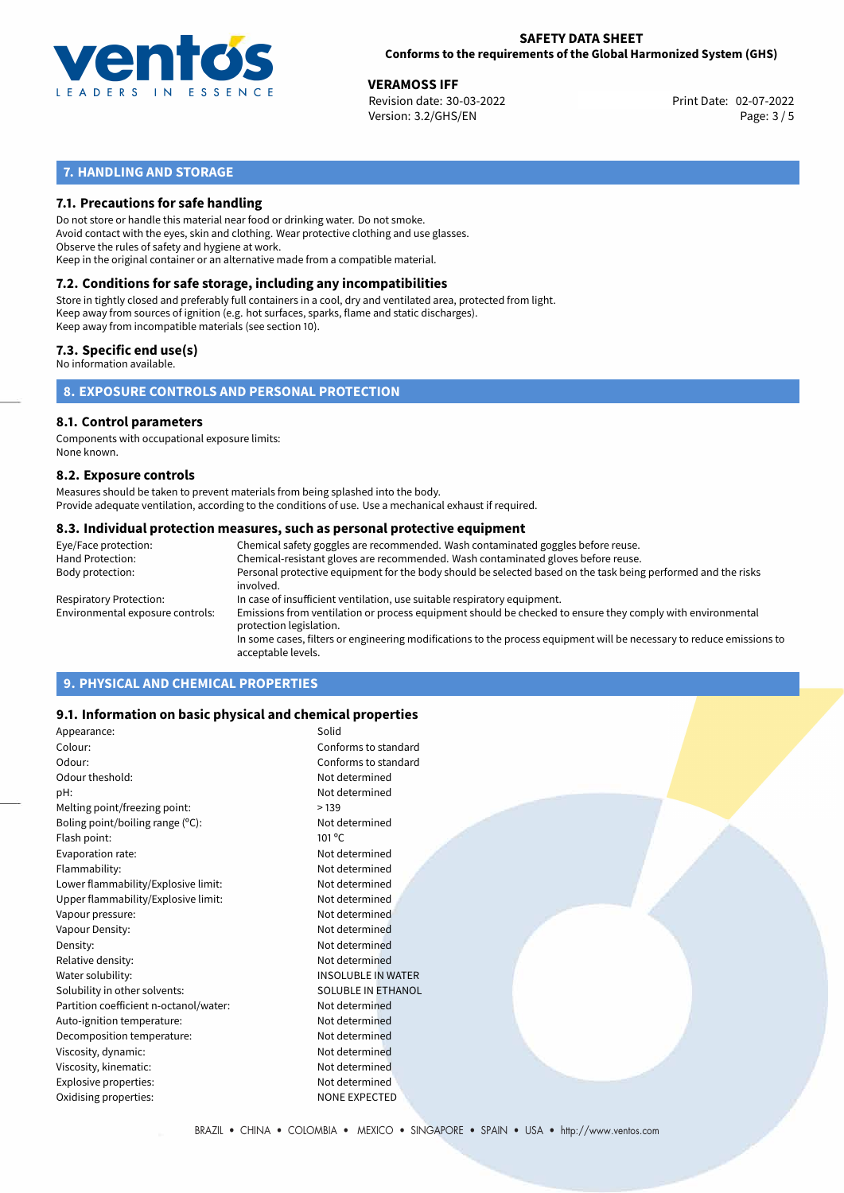## 7. HANDLING AND STORAGE

### 7.1. Precautions for safe handling

Do not store or handle this material near food or drinking water. Do not smoke.
Avoid contact with the eyes, skin and clothing. Wear protective clothing and use glasses.
Observe the rules of safety and hygiene at work.
Keep in the original container or an alternative made from a compatible material.

### 7.2. Conditions for safe storage, including any incompatibilities

Store in tightly closed and preferably full containers in a cool, dry and ventilated area, protected from light.
Keep away from sources of ignition (e.g. hot surfaces, sparks, flame and static discharges).
Keep away from incompatible materials (see section 10).

### 7.3. Specific end use(s)

No information available.

## 8. EXPOSURE CONTROLS AND PERSONAL PROTECTION

### 8.1. Control parameters

Components with occupational exposure limits:
None known.

### 8.2. Exposure controls

Measures should be taken to prevent materials from being splashed into the body.
Provide adequate ventilation, according to the conditions of use. Use a mechanical exhaust if required.

### 8.3. Individual protection measures, such as personal protective equipment

| | |
|---|---|
| Eye/Face protection: | Chemical safety goggles are recommended. Wash contaminated goggles before reuse. |
| Hand Protection: | Chemical-resistant gloves are recommended. Wash contaminated gloves before reuse. |
| Body protection: | Personal protective equipment for the body should be selected based on the task being performed and the risks involved. |
| Respiratory Protection: | In case of insufficient ventilation, use suitable respiratory equipment. |
| Environmental exposure controls: | Emissions from ventilation or process equipment should be checked to ensure they comply with environmental protection legislation. In some cases, filters or engineering modifications to the process equipment will be necessary to reduce emissions to acceptable levels. |

## 9. PHYSICAL AND CHEMICAL PROPERTIES

### 9.1. Information on basic physical and chemical properties

| | |
|---|---|
| Appearance: | Solid |
| Colour: | Conforms to standard |
| Odour: | Conforms to standard |
| Odour theshold: | Not determined |
| pH: | Not determined |
| Melting point/freezing point: | > 139 |
| Boling point/boiling range (°C): | Not determined |
| Flash point: | 101 °C |
| Evaporation rate: | Not determined |
| Flammability: | Not determined |
| Lower flammability/Explosive limit: | Not determined |
| Upper flammability/Explosive limit: | Not determined |
| Vapour pressure: | Not determined |
| Vapour Density: | Not determined |
| Density: | Not determined |
| Relative density: | Not determined |
| Water solubility: | INSOLUBLE IN WATER |
| Solubility in other solvents: | SOLUBLE IN ETHANOL |
| Partition coefficient n-octanol/water: | Not determined |
| Auto-ignition temperature: | Not determined |
| Decomposition temperature: | Not determined |
| Viscosity, dynamic: | Not determined |
| Viscosity, kinematic: | Not determined |
| Explosive properties: | Not determined |
| Oxidising properties: | NONE EXPECTED |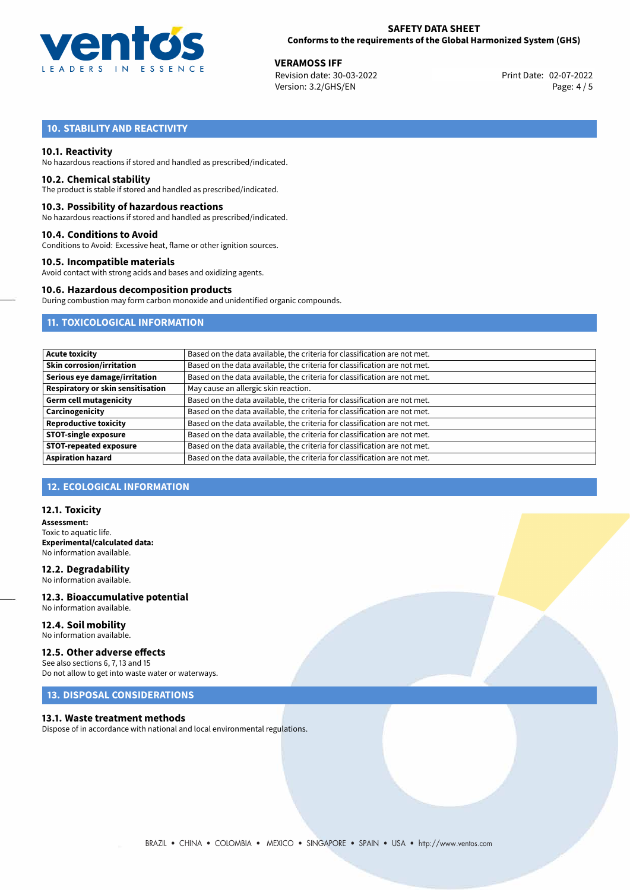## 10. STABILITY AND REACTIVITY

### 10.1. Reactivity

No hazardous reactions if stored and handled as prescribed/indicated.

### 10.2. Chemical stability

The product is stable if stored and handled as prescribed/indicated.

### 10.3. Possibility of hazardous reactions

No hazardous reactions if stored and handled as prescribed/indicated.

### 10.4. Conditions to Avoid

Conditions to Avoid: Excessive heat, flame or other ignition sources.

### 10.5. Incompatible materials

Avoid contact with strong acids and bases and oxidizing agents.

### 10.6. Hazardous decomposition products

During combustion may form carbon monoxide and unidentified organic compounds.

## 11. TOXICOLOGICAL INFORMATION

| | |
|---|---|
| **Acute toxicity** | Based on the data available, the criteria for classification are not met. |
| **Skin corrosion/irritation** | Based on the data available, the criteria for classification are not met. |
| **Serious eye damage/irritation** | Based on the data available, the criteria for classification are not met. |
| **Respiratory or skin sensitisation** | May cause an allergic skin reaction. |
| **Germ cell mutagenicity** | Based on the data available, the criteria for classification are not met. |
| **Carcinogenicity** | Based on the data available, the criteria for classification are not met. |
| **Reproductive toxicity** | Based on the data available, the criteria for classification are not met. |
| **STOT-single exposure** | Based on the data available, the criteria for classification are not met. |
| **STOT-repeated exposure** | Based on the data available, the criteria for classification are not met. |
| **Aspiration hazard** | Based on the data available, the criteria for classification are not met. |

## 12. ECOLOGICAL INFORMATION

### 12.1. Toxicity

**Assessment:**
Toxic to aquatic life.
**Experimental/calculated data:**
No information available.

### 12.2. Degradability

No information available.

### 12.3. Bioaccumulative potential

No information available.

### 12.4. Soil mobility

No information available.

### 12.5. Other adverse effects

See also sections 6, 7, 13 and 15
Do not allow to get into waste water or waterways.

## 13. DISPOSAL CONSIDERATIONS

### 13.1. Waste treatment methods

Dispose of in accordance with national and local environmental regulations.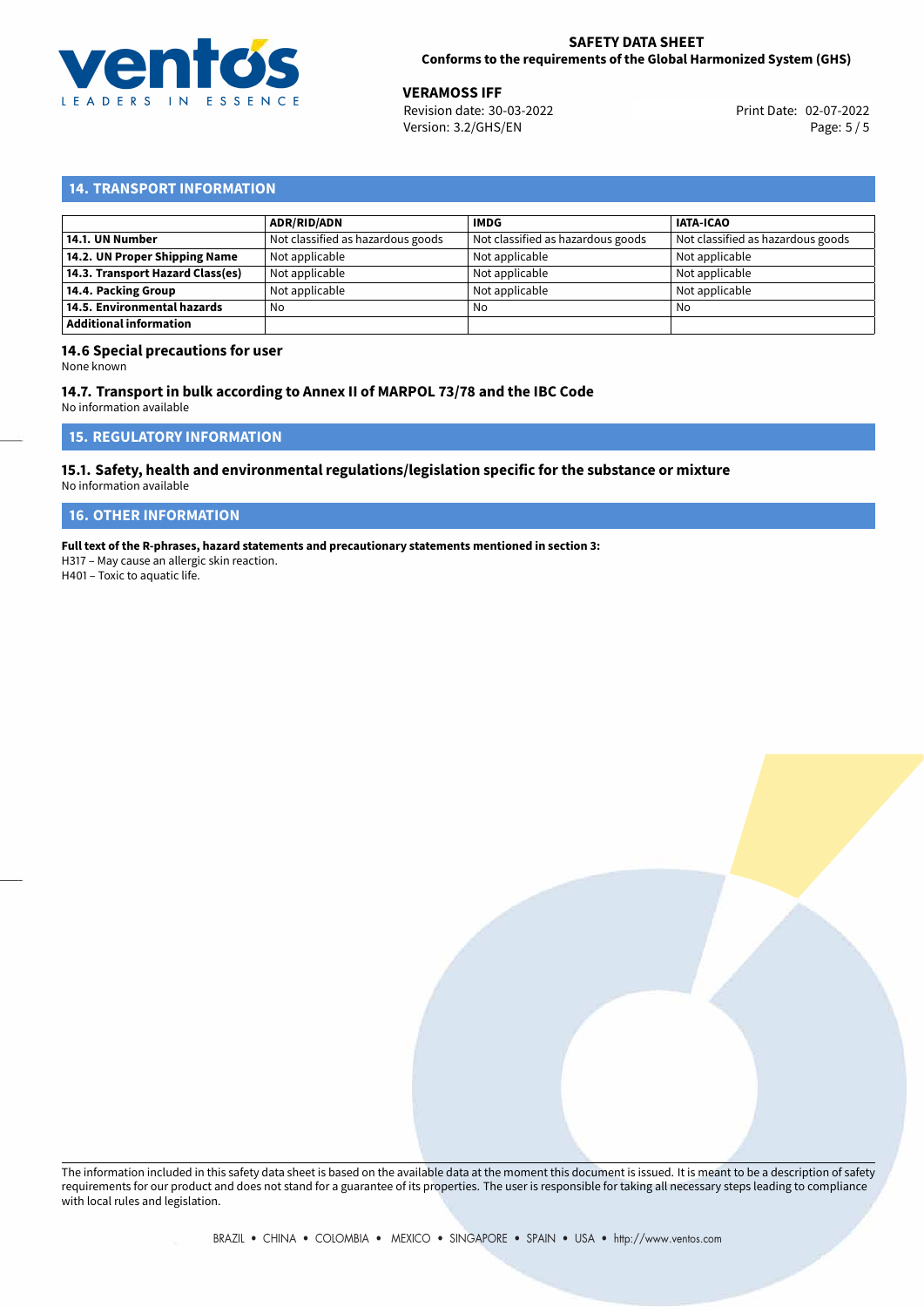## 14. TRANSPORT INFORMATION

| | ADR/RID/ADN | IMDG | IATA-ICAO |
|---|---|---|---|
| **14.1. UN Number** | Not classified as hazardous goods | Not classified as hazardous goods | Not classified as hazardous goods |
| **14.2. UN Proper Shipping Name** | Not applicable | Not applicable | Not applicable |
| **14.3. Transport Hazard Class(es)** | Not applicable | Not applicable | Not applicable |
| **14.4. Packing Group** | Not applicable | Not applicable | Not applicable |
| **14.5. Environmental hazards** | No | No | No |
| **Additional information** | | | |

### 14.6 Special precautions for user

None known

### 14.7. Transport in bulk according to Annex II of MARPOL 73/78 and the IBC Code

No information available

## 15. REGULATORY INFORMATION

### 15.1. Safety, health and environmental regulations/legislation specific for the substance or mixture

No information available

## 16. OTHER INFORMATION

**Full text of the R-phrases, hazard statements and precautionary statements mentioned in section 3:**

H317 – May cause an allergic skin reaction.
H401 – Toxic to aquatic life.

The information included in this safety data sheet is based on the available data at the moment this document is issued. It is meant to be a description of safety requirements for our product and does not stand for a guarantee of its properties. The user is responsible for taking all necessary steps leading to compliance with local rules and legislation.